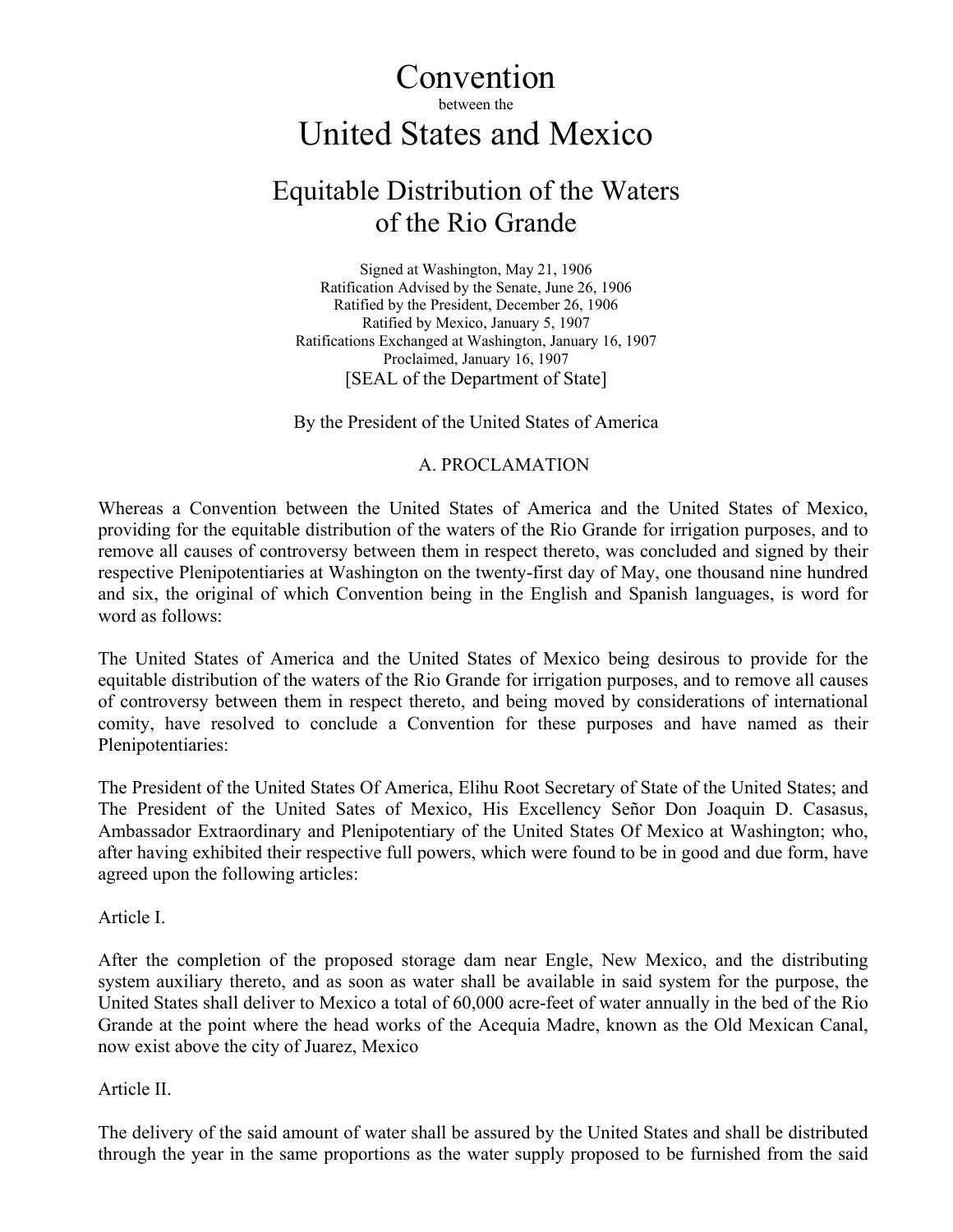# Convention

between the

# United States and Mexico

## Equitable Distribution of the Waters of the Rio Grande

Signed at Washington, May 21, 1906
Ratification Advised by the Senate, June 26, 1906
Ratified by the President, December 26, 1906
Ratified by Mexico, January 5, 1907
Ratifications Exchanged at Washington, January 16, 1907
Proclaimed, January 16, 1907
[SEAL of the Department of State]

By the President of the United States of America

A. PROCLAMATION

Whereas a Convention between the United States of America and the United States of Mexico, providing for the equitable distribution of the waters of the Rio Grande for irrigation purposes, and to remove all causes of controversy between them in respect thereto, was concluded and signed by their respective Plenipotentiaries at Washington on the twenty-first day of May, one thousand nine hundred and six, the original of which Convention being in the English and Spanish languages, is word for word as follows:

The United States of America and the United States of Mexico being desirous to provide for the equitable distribution of the waters of the Rio Grande for irrigation purposes, and to remove all causes of controversy between them in respect thereto, and being moved by considerations of international comity, have resolved to conclude a Convention for these purposes and have named as their Plenipotentiaries:

The President of the United States Of America, Elihu Root Secretary of State of the United States; and The President of the United Sates of Mexico, His Excellency Señor Don Joaquin D. Casasus, Ambassador Extraordinary and Plenipotentiary of the United States Of Mexico at Washington; who, after having exhibited their respective full powers, which were found to be in good and due form, have agreed upon the following articles:

Article I.

After the completion of the proposed storage dam near Engle, New Mexico, and the distributing system auxiliary thereto, and as soon as water shall be available in said system for the purpose, the United States shall deliver to Mexico a total of 60,000 acre-feet of water annually in the bed of the Rio Grande at the point where the head works of the Acequia Madre, known as the Old Mexican Canal, now exist above the city of Juarez, Mexico

Article II.

The delivery of the said amount of water shall be assured by the United States and shall be distributed through the year in the same proportions as the water supply proposed to be furnished from the said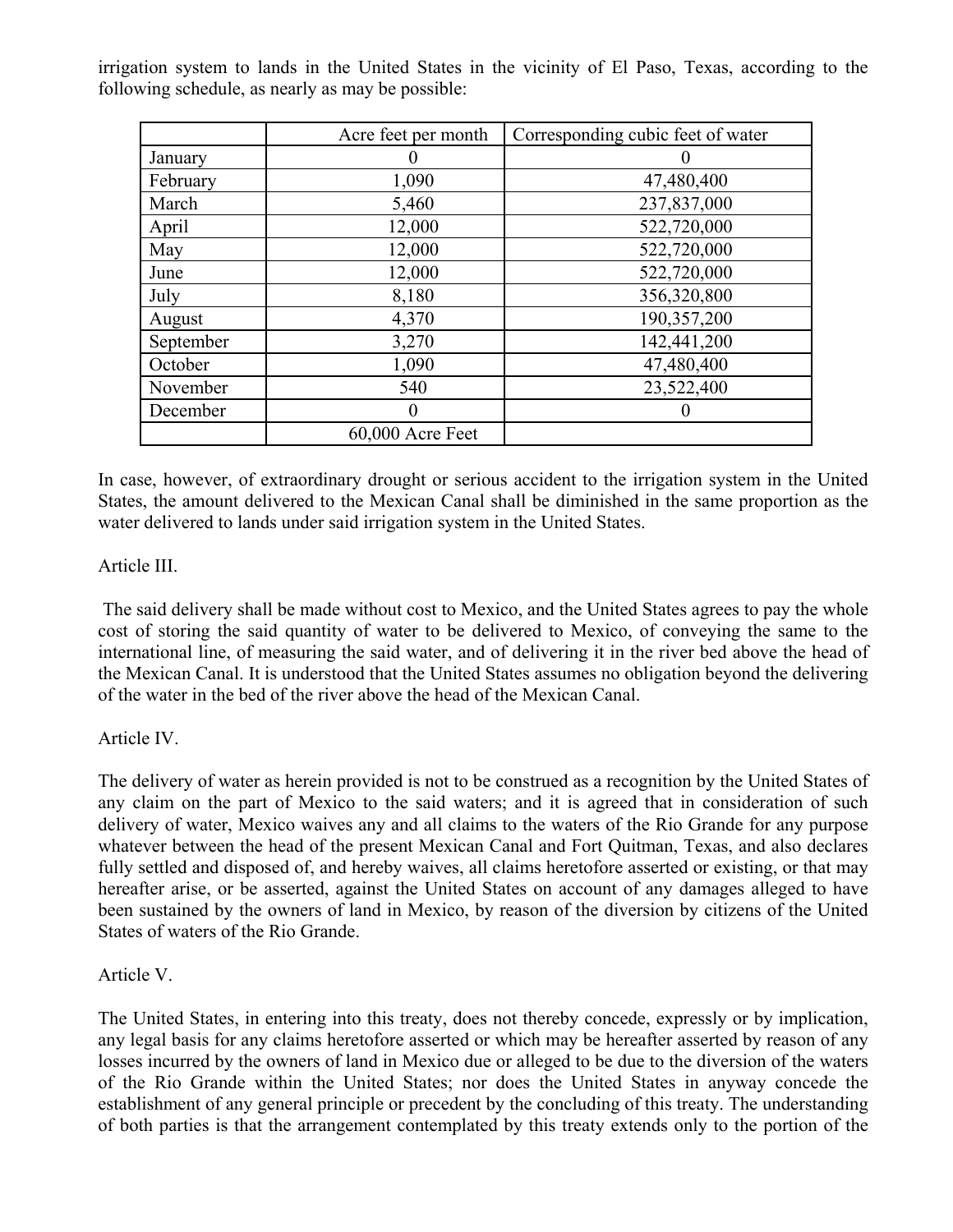irrigation system to lands in the United States in the vicinity of El Paso, Texas, according to the following schedule, as nearly as may be possible:

| | Acre feet per month | Corresponding cubic feet of water |
|---|---|---|
| January | 0 | 0 |
| February | 1,090 | 47,480,400 |
| March | 5,460 | 237,837,000 |
| April | 12,000 | 522,720,000 |
| May | 12,000 | 522,720,000 |
| June | 12,000 | 522,720,000 |
| July | 8,180 | 356,320,800 |
| August | 4,370 | 190,357,200 |
| September | 3,270 | 142,441,200 |
| October | 1,090 | 47,480,400 |
| November | 540 | 23,522,400 |
| December | 0 | 0 |
| | 60,000 Acre Feet | |

In case, however, of extraordinary drought or serious accident to the irrigation system in the United States, the amount delivered to the Mexican Canal shall be diminished in the same proportion as the water delivered to lands under said irrigation system in the United States.

Article III.

The said delivery shall be made without cost to Mexico, and the United States agrees to pay the whole cost of storing the said quantity of water to be delivered to Mexico, of conveying the same to the international line, of measuring the said water, and of delivering it in the river bed above the head of the Mexican Canal. It is understood that the United States assumes no obligation beyond the delivering of the water in the bed of the river above the head of the Mexican Canal.

Article IV.

The delivery of water as herein provided is not to be construed as a recognition by the United States of any claim on the part of Mexico to the said waters; and it is agreed that in consideration of such delivery of water, Mexico waives any and all claims to the waters of the Rio Grande for any purpose whatever between the head of the present Mexican Canal and Fort Quitman, Texas, and also declares fully settled and disposed of, and hereby waives, all claims heretofore asserted or existing, or that may hereafter arise, or be asserted, against the United States on account of any damages alleged to have been sustained by the owners of land in Mexico, by reason of the diversion by citizens of the United States of waters of the Rio Grande.

Article V.

The United States, in entering into this treaty, does not thereby concede, expressly or by implication, any legal basis for any claims heretofore asserted or which may be hereafter asserted by reason of any losses incurred by the owners of land in Mexico due or alleged to be due to the diversion of the waters of the Rio Grande within the United States; nor does the United States in anyway concede the establishment of any general principle or precedent by the concluding of this treaty. The understanding of both parties is that the arrangement contemplated by this treaty extends only to the portion of the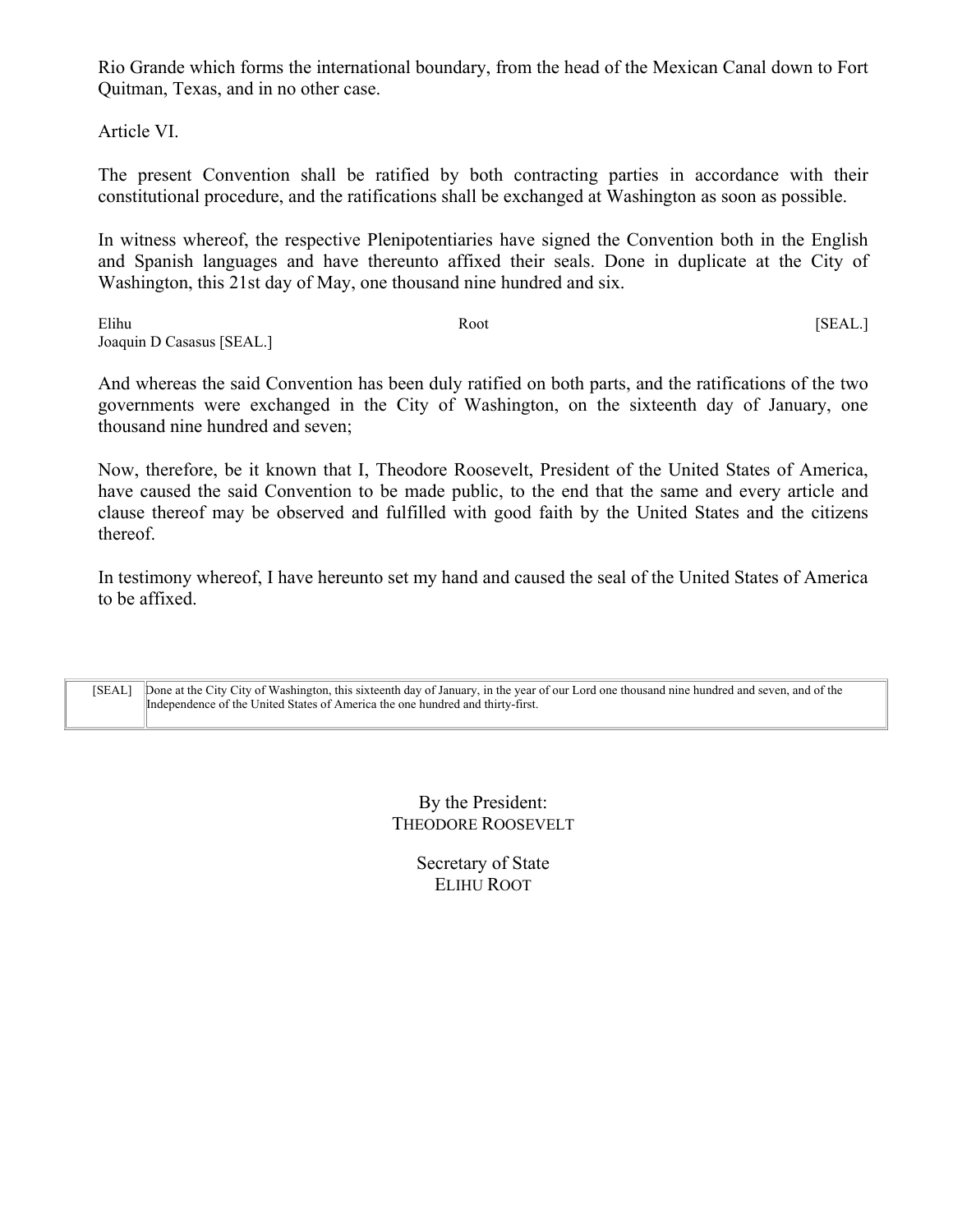Rio Grande which forms the international boundary, from the head of the Mexican Canal down to Fort Quitman, Texas, and in no other case.

Article VI.

The present Convention shall be ratified by both contracting parties in accordance with their constitutional procedure, and the ratifications shall be exchanged at Washington as soon as possible.

In witness whereof, the respective Plenipotentiaries have signed the Convention both in the English and Spanish languages and have thereunto affixed their seals. Done in duplicate at the City of Washington, this 21st day of May, one thousand nine hundred and six.

Elihu Root [SEAL.]
Joaquin D Casasus [SEAL.]

And whereas the said Convention has been duly ratified on both parts, and the ratifications of the two governments were exchanged in the City of Washington, on the sixteenth day of January, one thousand nine hundred and seven;

Now, therefore, be it known that I, Theodore Roosevelt, President of the United States of America, have caused the said Convention to be made public, to the end that the same and every article and clause thereof may be observed and fulfilled with good faith by the United States and the citizens thereof.

In testimony whereof, I have hereunto set my hand and caused the seal of the United States of America to be affixed.

| | |
|---|---|
| [SEAL] | Done at the City City of Washington, this sixteenth day of January, in the year of our Lord one thousand nine hundred and seven, and of the Independence of the United States of America the one hundred and thirty-first. |

By the President:
THEODORE ROOSEVELT

Secretary of State
ELIHU ROOT